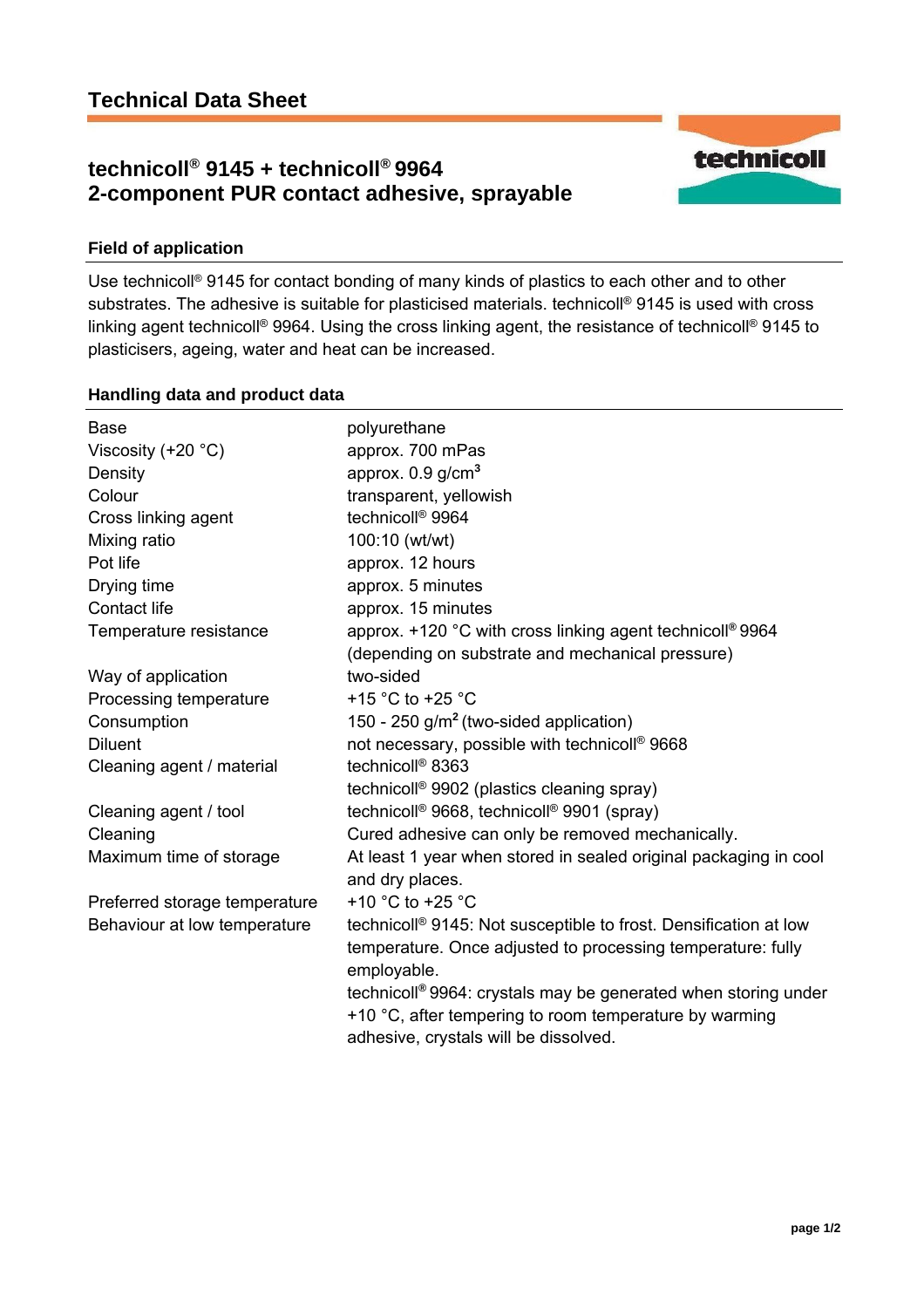# Technical Data Sheet

## technicoll® 9145 + technicoll® 9964
## 2-component PUR contact adhesive, sprayable

### Field of application

Use technicoll® 9145 for contact bonding of many kinds of plastics to each other and to other substrates. The adhesive is suitable for plasticised materials. technicoll® 9145 is used with cross linking agent technicoll® 9964. Using the cross linking agent, the resistance of technicoll® 9145 to plasticisers, ageing, water and heat can be increased.

### Handling data and product data

| | |
|---|---|
| Base | polyurethane |
| Viscosity (+20 °C) | approx. 700 mPas |
| Density | approx. 0.9 g/cm³ |
| Colour | transparent, yellowish |
| Cross linking agent | technicoll® 9964 |
| Mixing ratio | 100:10 (wt/wt) |
| Pot life | approx. 12 hours |
| Drying time | approx. 5 minutes |
| Contact life | approx. 15 minutes |
| Temperature resistance | approx. +120 °C with cross linking agent technicoll® 9964 (depending on substrate and mechanical pressure) |
| Way of application | two-sided |
| Processing temperature | +15 °C to +25 °C |
| Consumption | 150 - 250 g/m² (two-sided application) |
| Diluent | not necessary, possible with technicoll® 9668 |
| Cleaning agent / material | technicoll® 8363<br>technicoll® 9902 (plastics cleaning spray) |
| Cleaning agent / tool | technicoll® 9668, technicoll® 9901 (spray) |
| Cleaning | Cured adhesive can only be removed mechanically. |
| Maximum time of storage | At least 1 year when stored in sealed original packaging in cool and dry places. |
| Preferred storage temperature | +10 °C to +25 °C |
| Behaviour at low temperature | technicoll® 9145: Not susceptible to frost. Densification at low temperature. Once adjusted to processing temperature: fully employable.<br>technicoll® 9964: crystals may be generated when storing under +10 °C, after tempering to room temperature by warming adhesive, crystals will be dissolved. |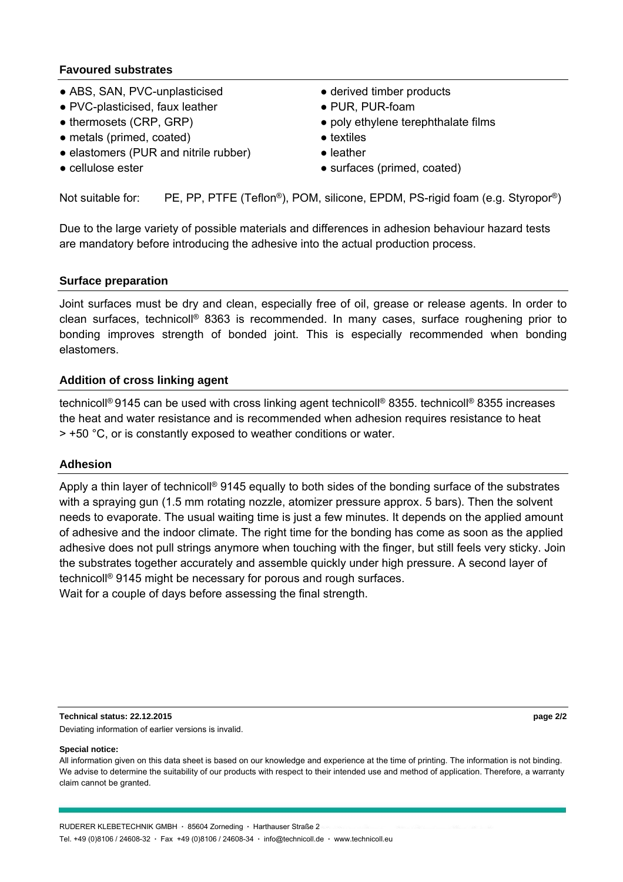## Favoured substrates

- ABS, SAN, PVC-unplasticised
- PVC-plasticised, faux leather
- thermosets (CRP, GRP)
- metals (primed, coated)
- elastomers (PUR and nitrile rubber)
- cellulose ester
- derived timber products
- PUR, PUR-foam
- poly ethylene terephthalate films
- textiles
- leather
- surfaces (primed, coated)

Not suitable for: PE, PP, PTFE (Teflon®), POM, silicone, EPDM, PS-rigid foam (e.g. Styropor®)

Due to the large variety of possible materials and differences in adhesion behaviour hazard tests are mandatory before introducing the adhesive into the actual production process.

## Surface preparation

Joint surfaces must be dry and clean, especially free of oil, grease or release agents. In order to clean surfaces, technicoll® 8363 is recommended. In many cases, surface roughening prior to bonding improves strength of bonded joint. This is especially recommended when bonding elastomers.

## Addition of cross linking agent

technicoll® 9145 can be used with cross linking agent technicoll® 8355. technicoll® 8355 increases the heat and water resistance and is recommended when adhesion requires resistance to heat > +50 °C, or is constantly exposed to weather conditions or water.

## Adhesion

Apply a thin layer of technicoll® 9145 equally to both sides of the bonding surface of the substrates with a spraying gun (1.5 mm rotating nozzle, atomizer pressure approx. 5 bars). Then the solvent needs to evaporate. The usual waiting time is just a few minutes. It depends on the applied amount of adhesive and the indoor climate. The right time for the bonding has come as soon as the applied adhesive does not pull strings anymore when touching with the finger, but still feels very sticky. Join the substrates together accurately and assemble quickly under high pressure. A second layer of technicoll® 9145 might be necessary for porous and rough surfaces.
Wait for a couple of days before assessing the final strength.

**Technical status: 22.12.2015**

Deviating information of earlier versions is invalid.

**Special notice:**

All information given on this data sheet is based on our knowledge and experience at the time of printing. The information is not binding. We advise to determine the suitability of our products with respect to their intended use and method of application. Therefore, a warranty claim cannot be granted.

RUDERER KLEBETECHNIK GMBH · 85604 Zorneding · Harthauser Straße 2

Tel. +49 (0)8106 / 24608-32 · Fax +49 (0)8106 / 24608-34 · info@technicoll.de · www.technicoll.eu